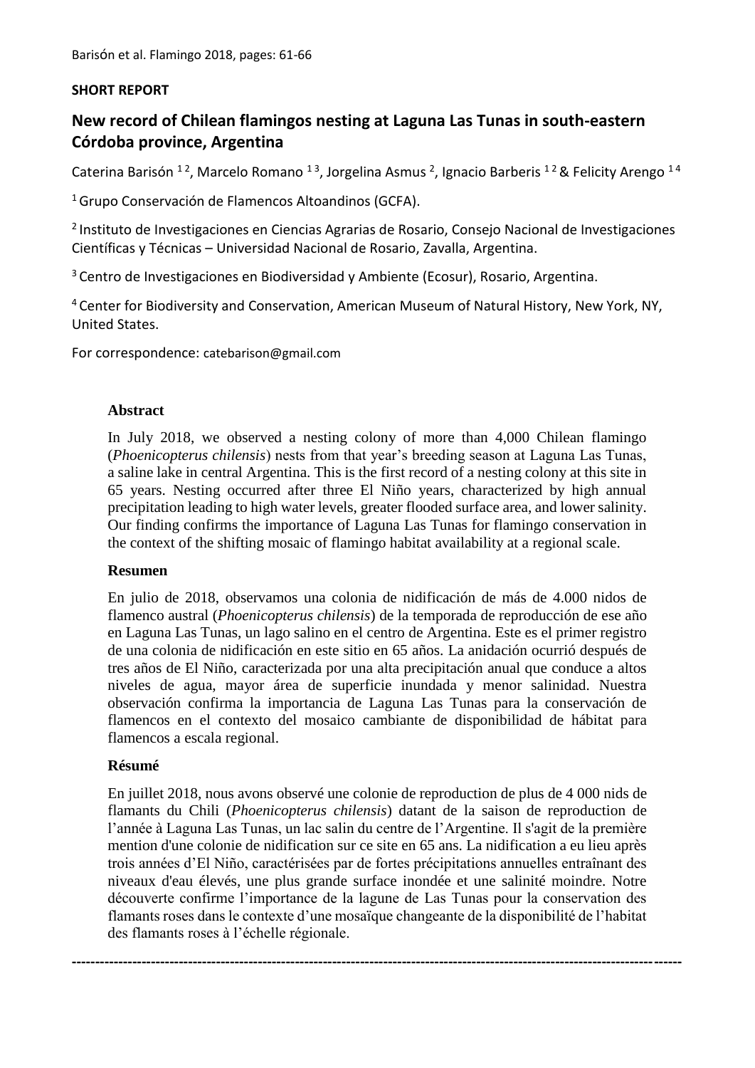**SHORT REPORT**

# New record of Chilean flamingos nesting at Laguna Las Tunas in south-eastern Córdoba province, Argentina

Caterina Barisón [1,2], Marcelo Romano [1,3], Jorgelina Asmus [2], Ignacio Barberis [1,2] & Felicity Arengo [1,4]

[1] Grupo Conservación de Flamencos Altoandinos (GCFA).

[2] Instituto de Investigaciones en Ciencias Agrarias de Rosario, Consejo Nacional de Investigaciones Científicas y Técnicas – Universidad Nacional de Rosario, Zavalla, Argentina.

[3] Centro de Investigaciones en Biodiversidad y Ambiente (Ecosur), Rosario, Argentina.

[4] Center for Biodiversity and Conservation, American Museum of Natural History, New York, NY, United States.

For correspondence: catebarison@gmail.com

### Abstract

In July 2018, we observed a nesting colony of more than 4,000 Chilean flamingo (*Phoenicopterus chilensis*) nests from that year's breeding season at Laguna Las Tunas, a saline lake in central Argentina. This is the first record of a nesting colony at this site in 65 years. Nesting occurred after three El Niño years, characterized by high annual precipitation leading to high water levels, greater flooded surface area, and lower salinity. Our finding confirms the importance of Laguna Las Tunas for flamingo conservation in the context of the shifting mosaic of flamingo habitat availability at a regional scale.

### Resumen

En julio de 2018, observamos una colonia de nidificación de más de 4.000 nidos de flamenco austral (*Phoenicopterus chilensis*) de la temporada de reproducción de ese año en Laguna Las Tunas, un lago salino en el centro de Argentina. Este es el primer registro de una colonia de nidificación en este sitio en 65 años. La anidación ocurrió después de tres años de El Niño, caracterizada por una alta precipitación anual que conduce a altos niveles de agua, mayor área de superficie inundada y menor salinidad. Nuestra observación confirma la importancia de Laguna Las Tunas para la conservación de flamencos en el contexto del mosaico cambiante de disponibilidad de hábitat para flamencos a escala regional.

### Résumé

En juillet 2018, nous avons observé une colonie de reproduction de plus de 4 000 nids de flamants du Chili (*Phoenicopterus chilensis*) datant de la saison de reproduction de l'année à Laguna Las Tunas, un lac salin du centre de l'Argentine. Il s'agit de la première mention d'une colonie de nidification sur ce site en 65 ans. La nidification a eu lieu après trois années d'El Niño, caractérisées par de fortes précipitations annuelles entraînant des niveaux d'eau élevés, une plus grande surface inondée et une salinité moindre. Notre découverte confirme l'importance de la lagune de Las Tunas pour la conservation des flamants roses dans le contexte d'une mosaïque changeante de la disponibilité de l'habitat des flamants roses à l'échelle régionale.

---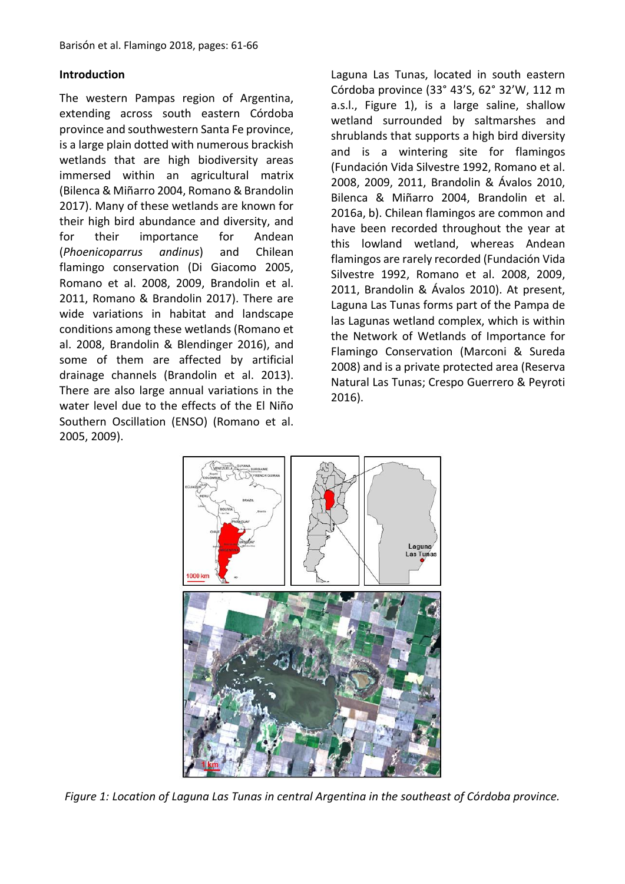## Introduction

The western Pampas region of Argentina, extending across south eastern Córdoba province and southwestern Santa Fe province, is a large plain dotted with numerous brackish wetlands that are high biodiversity areas immersed within an agricultural matrix (Bilenca & Miñarro 2004, Romano & Brandolin 2017). Many of these wetlands are known for their high bird abundance and diversity, and for their importance for Andean (*Phoenicoparrus andinus*) and Chilean flamingo conservation (Di Giacomo 2005, Romano et al. 2008, 2009, Brandolin et al. 2011, Romano & Brandolin 2017). There are wide variations in habitat and landscape conditions among these wetlands (Romano et al. 2008, Brandolin & Blendinger 2016), and some of them are affected by artificial drainage channels (Brandolin et al. 2013). There are also large annual variations in the water level due to the effects of the El Niño Southern Oscillation (ENSO) (Romano et al. 2005, 2009).

Laguna Las Tunas, located in south eastern Córdoba province (33° 43'S, 62° 32'W, 112 m a.s.l., Figure 1), is a large saline, shallow wetland surrounded by saltmarshes and shrublands that supports a high bird diversity and is a wintering site for flamingos (Fundación Vida Silvestre 1992, Romano et al. 2008, 2009, 2011, Brandolin & Ávalos 2010, Bilenca & Miñarro 2004, Brandolin et al. 2016a, b). Chilean flamingos are common and have been recorded throughout the year at this lowland wetland, whereas Andean flamingos are rarely recorded (Fundación Vida Silvestre 1992, Romano et al. 2008, 2009, 2011, Brandolin & Ávalos 2010). At present, Laguna Las Tunas forms part of the Pampa de las Lagunas wetland complex, which is within the Network of Wetlands of Importance for Flamingo Conservation (Marconi & Sureda 2008) and is a private protected area (Reserva Natural Las Tunas; Crespo Guerrero & Peyroti 2016).

*Figure 1: Location of Laguna Las Tunas in central Argentina in the southeast of Córdoba province.*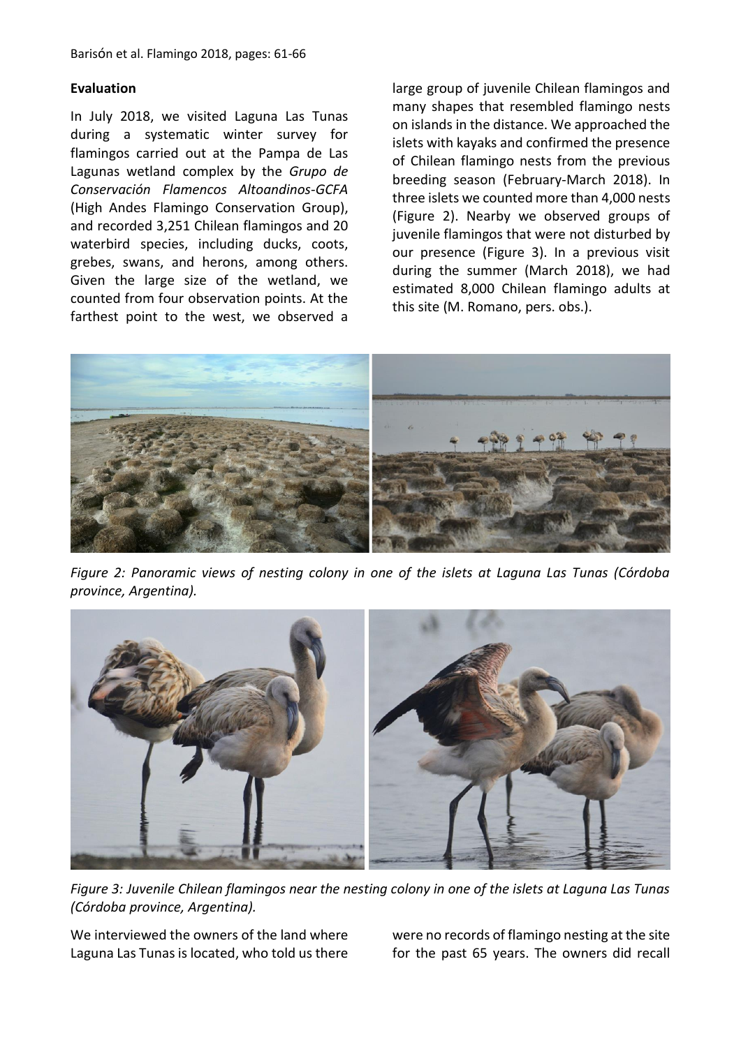**Evaluation**

In July 2018, we visited Laguna Las Tunas during a systematic winter survey for flamingos carried out at the Pampa de Las Lagunas wetland complex by the *Grupo de Conservación Flamencos Altoandinos-GCFA* (High Andes Flamingo Conservation Group), and recorded 3,251 Chilean flamingos and 20 waterbird species, including ducks, coots, grebes, swans, and herons, among others. Given the large size of the wetland, we counted from four observation points. At the farthest point to the west, we observed a large group of juvenile Chilean flamingos and many shapes that resembled flamingo nests on islands in the distance. We approached the islets with kayaks and confirmed the presence of Chilean flamingo nests from the previous breeding season (February-March 2018). In three islets we counted more than 4,000 nests (Figure 2). Nearby we observed groups of juvenile flamingos that were not disturbed by our presence (Figure 3). In a previous visit during the summer (March 2018), we had estimated 8,000 Chilean flamingo adults at this site (M. Romano, pers. obs.).

*Figure 2: Panoramic views of nesting colony in one of the islets at Laguna Las Tunas (Córdoba province, Argentina).*

*Figure 3: Juvenile Chilean flamingos near the nesting colony in one of the islets at Laguna Las Tunas (Córdoba province, Argentina).*

We interviewed the owners of the land where Laguna Las Tunas is located, who told us there were no records of flamingo nesting at the site for the past 65 years. The owners did recall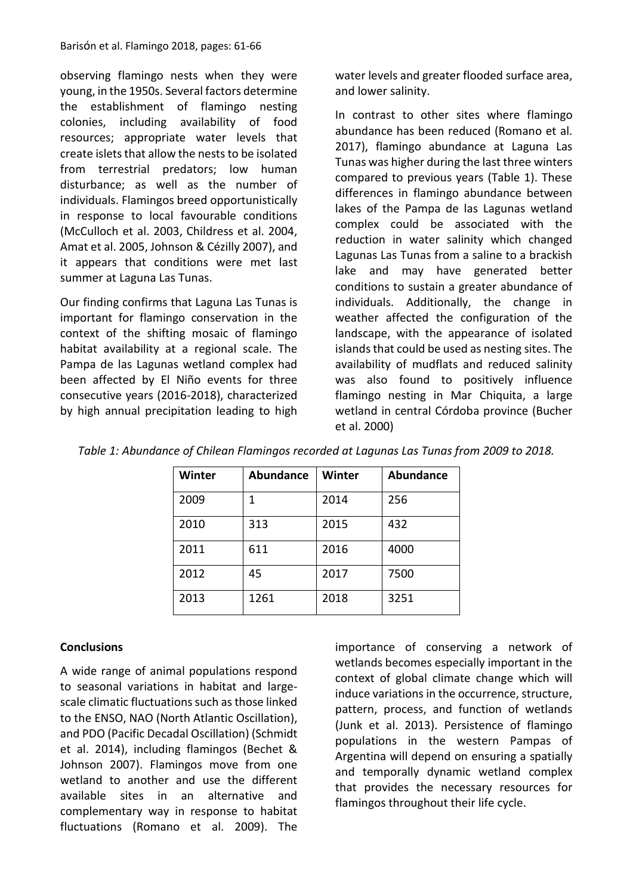observing flamingo nests when they were young, in the 1950s. Several factors determine the establishment of flamingo nesting colonies, including availability of food resources; appropriate water levels that create islets that allow the nests to be isolated from terrestrial predators; low human disturbance; as well as the number of individuals. Flamingos breed opportunistically in response to local favourable conditions (McCulloch et al. 2003, Childress et al. 2004, Amat et al. 2005, Johnson & Cézilly 2007), and it appears that conditions were met last summer at Laguna Las Tunas.

Our finding confirms that Laguna Las Tunas is important for flamingo conservation in the context of the shifting mosaic of flamingo habitat availability at a regional scale. The Pampa de las Lagunas wetland complex had been affected by El Niño events for three consecutive years (2016-2018), characterized by high annual precipitation leading to high water levels and greater flooded surface area, and lower salinity.

In contrast to other sites where flamingo abundance has been reduced (Romano et al. 2017), flamingo abundance at Laguna Las Tunas was higher during the last three winters compared to previous years (Table 1). These differences in flamingo abundance between lakes of the Pampa de las Lagunas wetland complex could be associated with the reduction in water salinity which changed Lagunas Las Tunas from a saline to a brackish lake and may have generated better conditions to sustain a greater abundance of individuals. Additionally, the change in weather affected the configuration of the landscape, with the appearance of isolated islands that could be used as nesting sites. The availability of mudflats and reduced salinity was also found to positively influence flamingo nesting in Mar Chiquita, a large wetland in central Córdoba province (Bucher et al. 2000)

*Table 1: Abundance of Chilean Flamingos recorded at Lagunas Las Tunas from 2009 to 2018.*

| Winter | Abundance | Winter | Abundance |
|---|---|---|---|
| 2009 | 1 | 2014 | 256 |
| 2010 | 313 | 2015 | 432 |
| 2011 | 611 | 2016 | 4000 |
| 2012 | 45 | 2017 | 7500 |
| 2013 | 1261 | 2018 | 3251 |

## Conclusions

A wide range of animal populations respond to seasonal variations in habitat and large-scale climatic fluctuations such as those linked to the ENSO, NAO (North Atlantic Oscillation), and PDO (Pacific Decadal Oscillation) (Schmidt et al. 2014), including flamingos (Bechet & Johnson 2007). Flamingos move from one wetland to another and use the different available sites in an alternative and complementary way in response to habitat fluctuations (Romano et al. 2009). The importance of conserving a network of wetlands becomes especially important in the context of global climate change which will induce variations in the occurrence, structure, pattern, process, and function of wetlands (Junk et al. 2013). Persistence of flamingo populations in the western Pampas of Argentina will depend on ensuring a spatially and temporally dynamic wetland complex that provides the necessary resources for flamingos throughout their life cycle.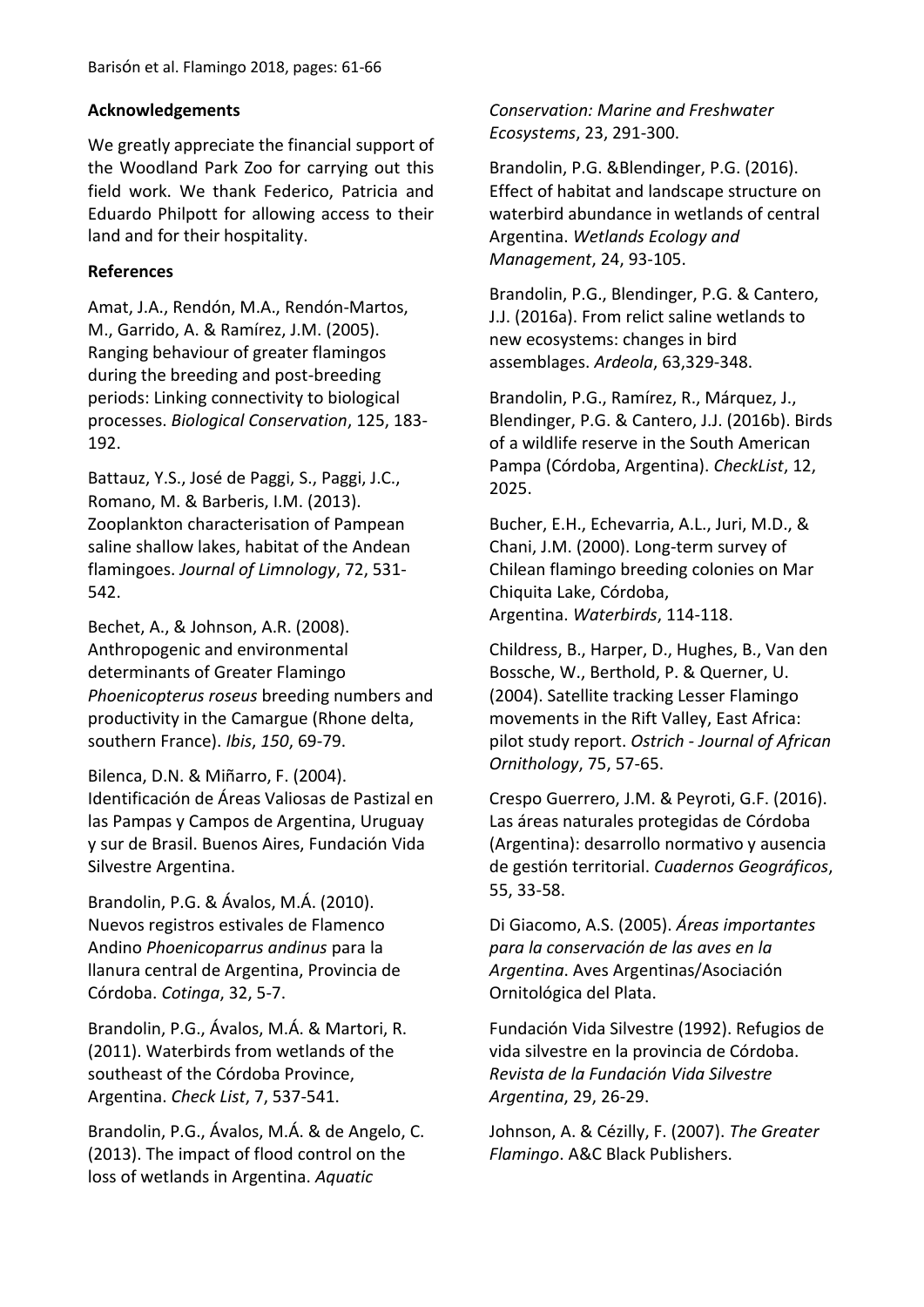## Acknowledgements

We greatly appreciate the financial support of the Woodland Park Zoo for carrying out this field work. We thank Federico, Patricia and Eduardo Philpott for allowing access to their land and for their hospitality.

## References

Amat, J.A., Rendón, M.A., Rendón-Martos, M., Garrido, A. & Ramírez, J.M. (2005). Ranging behaviour of greater flamingos during the breeding and post-breeding periods: Linking connectivity to biological processes. *Biological Conservation*, 125, 183-192.

Battauz, Y.S., José de Paggi, S., Paggi, J.C., Romano, M. & Barberis, I.M. (2013). Zooplankton characterisation of Pampean saline shallow lakes, habitat of the Andean flamingoes. *Journal of Limnology*, 72, 531-542.

Bechet, A., & Johnson, A.R. (2008). Anthropogenic and environmental determinants of Greater Flamingo *Phoenicopterus roseus* breeding numbers and productivity in the Camargue (Rhone delta, southern France). *Ibis*, *150*, 69-79.

Bilenca, D.N. & Miñarro, F. (2004). Identificación de Áreas Valiosas de Pastizal en las Pampas y Campos de Argentina, Uruguay y sur de Brasil. Buenos Aires, Fundación Vida Silvestre Argentina.

Brandolin, P.G. & Ávalos, M.Á. (2010). Nuevos registros estivales de Flamenco Andino *Phoenicoparrus andinus* para la llanura central de Argentina, Provincia de Córdoba. *Cotinga*, 32, 5-7.

Brandolin, P.G., Ávalos, M.Á. & Martori, R. (2011). Waterbirds from wetlands of the southeast of the Córdoba Province, Argentina. *Check List*, 7, 537-541.

Brandolin, P.G., Ávalos, M.Á. & de Angelo, C. (2013). The impact of flood control on the loss of wetlands in Argentina. *Aquatic Conservation: Marine and Freshwater Ecosystems*, 23, 291-300.

Brandolin, P.G. &Blendinger, P.G. (2016). Effect of habitat and landscape structure on waterbird abundance in wetlands of central Argentina. *Wetlands Ecology and Management*, 24, 93-105.

Brandolin, P.G., Blendinger, P.G. & Cantero, J.J. (2016a). From relict saline wetlands to new ecosystems: changes in bird assemblages. *Ardeola*, 63,329-348.

Brandolin, P.G., Ramírez, R., Márquez, J., Blendinger, P.G. & Cantero, J.J. (2016b). Birds of a wildlife reserve in the South American Pampa (Córdoba, Argentina). *CheckList*, 12, 2025.

Bucher, E.H., Echevarria, A.L., Juri, M.D., & Chani, J.M. (2000). Long-term survey of Chilean flamingo breeding colonies on Mar Chiquita Lake, Córdoba, Argentina. *Waterbirds*, 114-118.

Childress, B., Harper, D., Hughes, B., Van den Bossche, W., Berthold, P. & Querner, U. (2004). Satellite tracking Lesser Flamingo movements in the Rift Valley, East Africa: pilot study report. *Ostrich - Journal of African Ornithology*, 75, 57-65.

Crespo Guerrero, J.M. & Peyroti, G.F. (2016). Las áreas naturales protegidas de Córdoba (Argentina): desarrollo normativo y ausencia de gestión territorial. *Cuadernos Geográficos*, 55, 33-58.

Di Giacomo, A.S. (2005). *Áreas importantes para la conservación de las aves en la Argentina*. Aves Argentinas/Asociación Ornitológica del Plata.

Fundación Vida Silvestre (1992). Refugios de vida silvestre en la provincia de Córdoba. *Revista de la Fundación Vida Silvestre Argentina*, 29, 26-29.

Johnson, A. & Cézilly, F. (2007). *The Greater Flamingo*. A&C Black Publishers.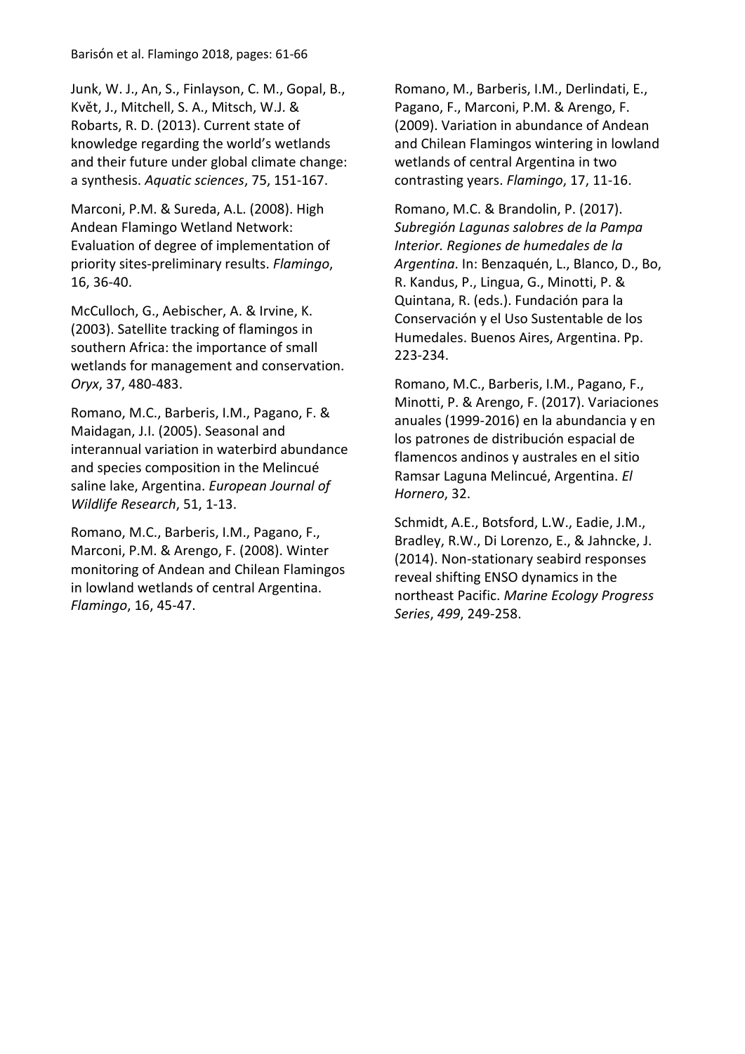Junk, W. J., An, S., Finlayson, C. M., Gopal, B., Květ, J., Mitchell, S. A., Mitsch, W.J. & Robarts, R. D. (2013). Current state of knowledge regarding the world's wetlands and their future under global climate change: a synthesis. *Aquatic sciences*, 75, 151-167.

Marconi, P.M. & Sureda, A.L. (2008). High Andean Flamingo Wetland Network: Evaluation of degree of implementation of priority sites-preliminary results. *Flamingo*, 16, 36-40.

McCulloch, G., Aebischer, A. & Irvine, K. (2003). Satellite tracking of flamingos in southern Africa: the importance of small wetlands for management and conservation. *Oryx*, 37, 480-483.

Romano, M.C., Barberis, I.M., Pagano, F. & Maidagan, J.I. (2005). Seasonal and interannual variation in waterbird abundance and species composition in the Melincué saline lake, Argentina. *European Journal of Wildlife Research*, 51, 1-13.

Romano, M.C., Barberis, I.M., Pagano, F., Marconi, P.M. & Arengo, F. (2008). Winter monitoring of Andean and Chilean Flamingos in lowland wetlands of central Argentina. *Flamingo*, 16, 45-47.

Romano, M., Barberis, I.M., Derlindati, E., Pagano, F., Marconi, P.M. & Arengo, F. (2009). Variation in abundance of Andean and Chilean Flamingos wintering in lowland wetlands of central Argentina in two contrasting years. *Flamingo*, 17, 11-16.

Romano, M.C. & Brandolin, P. (2017). *Subregión Lagunas salobres de la Pampa Interior. Regiones de humedales de la Argentina*. In: Benzaquén, L., Blanco, D., Bo, R. Kandus, P., Lingua, G., Minotti, P. & Quintana, R. (eds.). Fundación para la Conservación y el Uso Sustentable de los Humedales. Buenos Aires, Argentina. Pp. 223-234.

Romano, M.C., Barberis, I.M., Pagano, F., Minotti, P. & Arengo, F. (2017). Variaciones anuales (1999-2016) en la abundancia y en los patrones de distribución espacial de flamencos andinos y australes en el sitio Ramsar Laguna Melincué, Argentina. *El Hornero*, 32.

Schmidt, A.E., Botsford, L.W., Eadie, J.M., Bradley, R.W., Di Lorenzo, E., & Jahncke, J. (2014). Non-stationary seabird responses reveal shifting ENSO dynamics in the northeast Pacific. *Marine Ecology Progress Series*, *499*, 249-258.